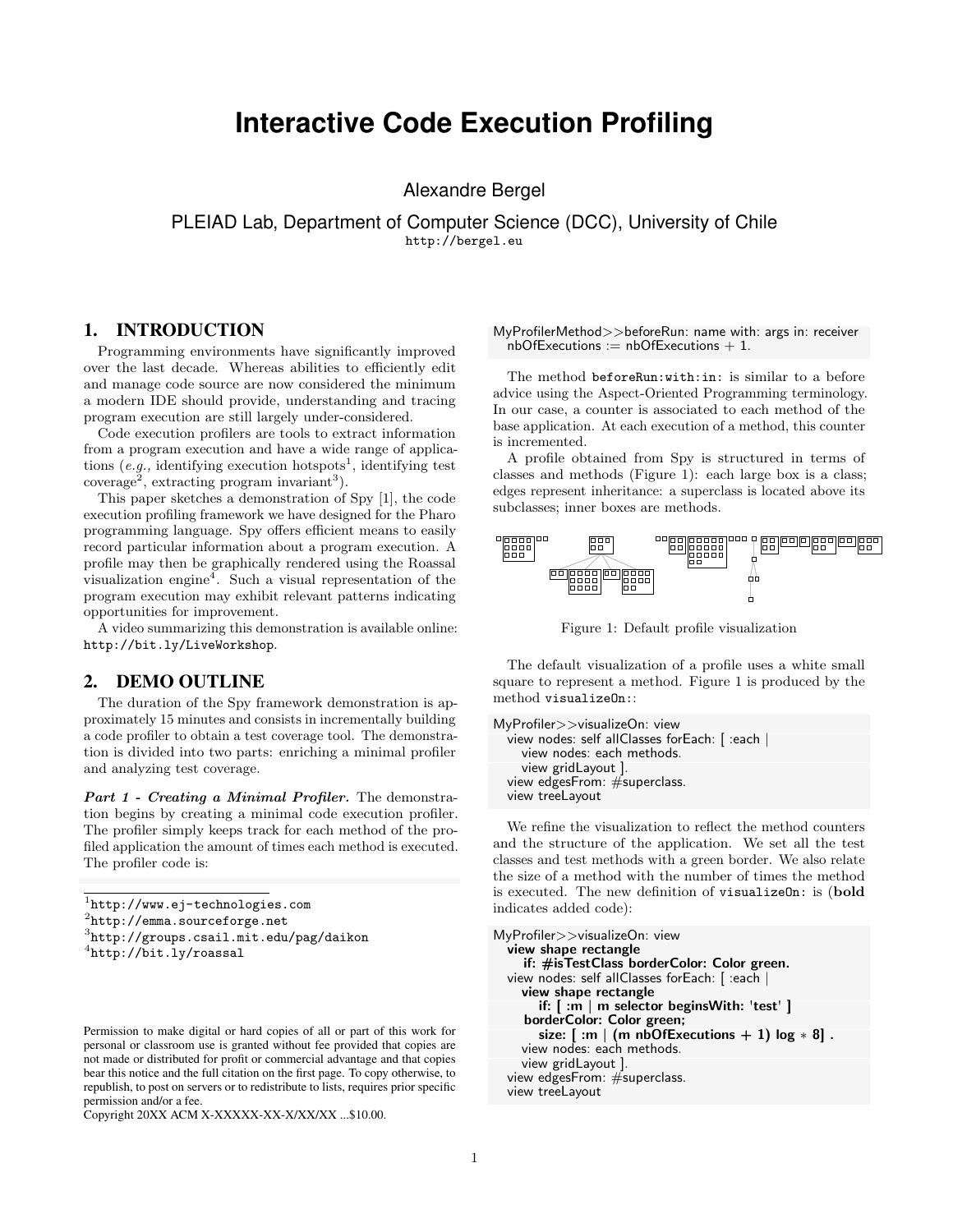# Interactive Code Execution Profiling

Alexandre Bergel

PLEIAD Lab, Department of Computer Science (DCC), University of Chile

http://bergel.eu

## 1. INTRODUCTION

Programming environments have significantly improved over the last decade. Whereas abilities to efficiently edit and manage code source are now considered the minimum a modern IDE should provide, understanding and tracing program execution are still largely under-considered.

Code execution profilers are tools to extract information from a program execution and have a wide range of applications (*e.g.,* identifying execution hotspots[1], identifying test coverage[2], extracting program invariant[3]).

This paper sketches a demonstration of Spy [1], the code execution profiling framework we have designed for the Pharo programming language. Spy offers efficient means to easily record particular information about a program execution. A profile may then be graphically rendered using the Roassal visualization engine[4]. Such a visual representation of the program execution may exhibit relevant patterns indicating opportunities for improvement.

A video summarizing this demonstration is available online: http://bit.ly/LiveWorkshop.

## 2. DEMO OUTLINE

The duration of the Spy framework demonstration is approximately 15 minutes and consists in incrementally building a code profiler to obtain a test coverage tool. The demonstration is divided into two parts: enriching a minimal profiler and analyzing test coverage.

***Part 1 - Creating a Minimal Profiler.*** The demonstration begins by creating a minimal code execution profiler. The profiler simply keeps track for each method of the profiled application the amount of times each method is executed. The profiler code is:

```
MyProfilerMethod>>beforeRun: name with: args in: receiver
  nbOfExecutions := nbOfExecutions + 1.
```

The method `beforeRun:with:in:` is similar to a before advice using the Aspect-Oriented Programming terminology. In our case, a counter is associated to each method of the base application. At each execution of a method, this counter is incremented.

A profile obtained from Spy is structured in terms of classes and methods (Figure 1): each large box is a class; edges represent inheritance: a superclass is located above its subclasses; inner boxes are methods.

Figure 1: Default profile visualization

The default visualization of a profile uses a white small square to represent a method. Figure 1 is produced by the method `visualizeOn:`:

```
MyProfiler>>visualizeOn: view
  view nodes: self allClasses forEach: [ :each |
    view nodes: each methods.
    view gridLayout ].
  view edgesFrom: #superclass.
  view treeLayout
```

We refine the visualization to reflect the method counters and the structure of the application. We set all the test classes and test methods with a green border. We also relate the size of a method with the number of times the method is executed. The new definition of `visualizeOn:` is (**bold** indicates added code):

```
MyProfiler>>visualizeOn: view
  view shape rectangle
     if: #isTestClass borderColor: Color green.
  view nodes: self allClasses forEach: [ :each |
    view shape rectangle
       if: [ :m | m selector beginsWith: 'test' ]
     borderColor: Color green;
       size: [ :m | (m nbOfExecutions + 1) log * 8] .
    view nodes: each methods.
    view gridLayout ].
  view edgesFrom: #superclass.
  view treeLayout
```

---

[1] http://www.ej-technologies.com

[2] http://emma.sourceforge.net

[3] http://groups.csail.mit.edu/pag/daikon

[4] http://bit.ly/roassal

Permission to make digital or hard copies of all or part of this work for personal or classroom use is granted without fee provided that copies are not made or distributed for profit or commercial advantage and that copies bear this notice and the full citation on the first page. To copy otherwise, to republish, to post on servers or to redistribute to lists, requires prior specific permission and/or a fee.

Copyright 20XX ACM X-XXXXX-XX-X/XX/XX ...$10.00.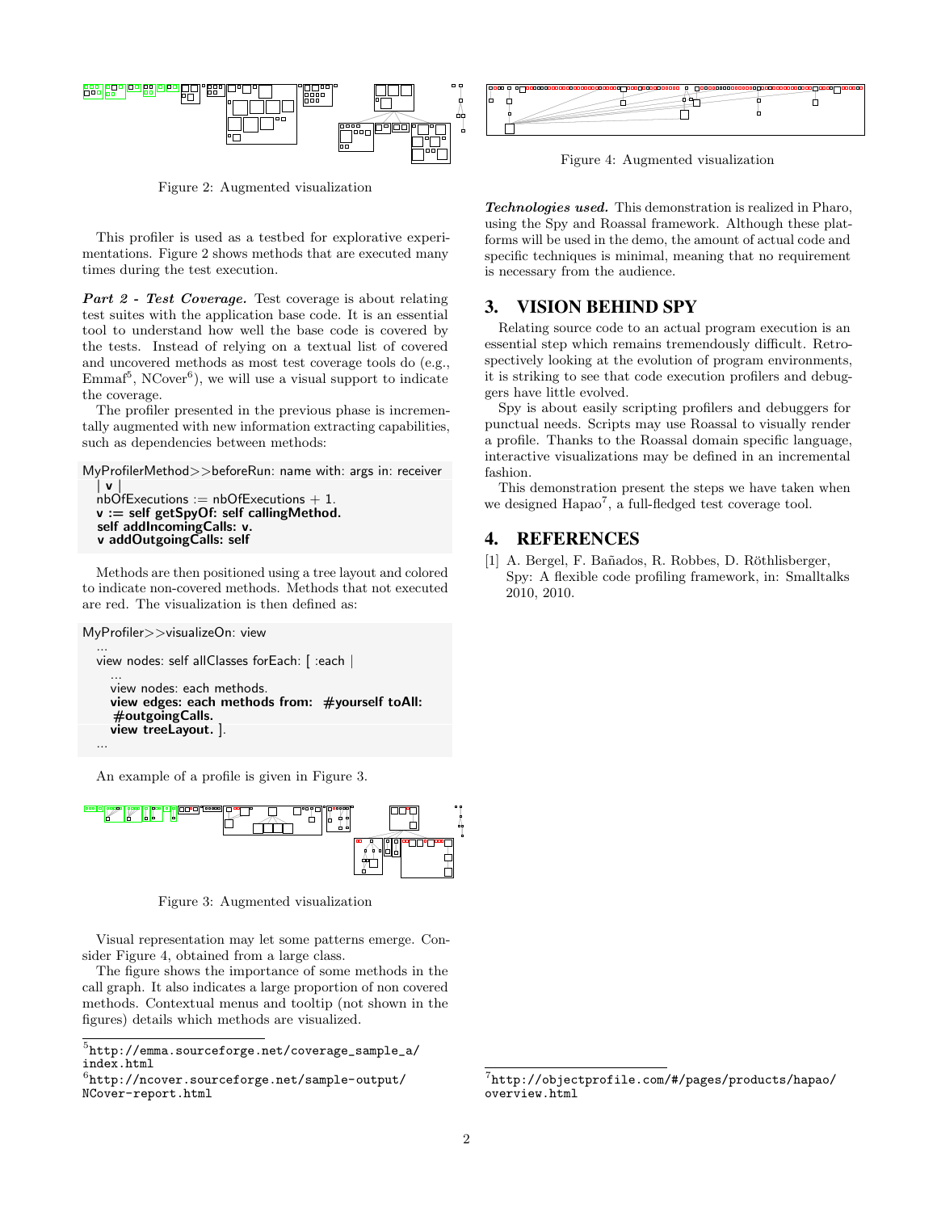Figure 2: Augmented visualization

This profiler is used as a testbed for explorative experimentations. Figure 2 shows methods that are executed many times during the test execution.

***Part 2 - Test Coverage.*** Test coverage is about relating test suites with the application base code. It is an essential tool to understand how well the base code is covered by the tests. Instead of relying on a textual list of covered and uncovered methods as most test coverage tools do (e.g., Emmaf[5], NCover[6]), we will use a visual support to indicate the coverage.

The profiler presented in the previous phase is incrementally augmented with new information extracting capabilities, such as dependencies between methods:

```
MyProfilerMethod>>beforeRun: name with: args in: receiver
   | v |
   nbOfExecutions := nbOfExecutions + 1.
   v := self getSpyOf: self callingMethod.
   self addIncomingCalls: v.
   v addOutgoingCalls: self
```

Methods are then positioned using a tree layout and colored to indicate non-covered methods. Methods that not executed are red. The visualization is then defined as:

```
MyProfiler>>visualizeOn: view
   ...
   view nodes: self allClasses forEach: [ :each |
      ...
      view nodes: each methods.
      view edges: each methods from: #yourself toAll:
       #outgoingCalls.
      view treeLayout. ].
   ...
```

An example of a profile is given in Figure 3.

Figure 3: Augmented visualization

Visual representation may let some patterns emerge. Consider Figure 4, obtained from a large class.

The figure shows the importance of some methods in the call graph. It also indicates a large proportion of non covered methods. Contextual menus and tooltip (not shown in the figures) details which methods are visualized.

Figure 4: Augmented visualization

***Technologies used.*** This demonstration is realized in Pharo, using the Spy and Roassal framework. Although these platforms will be used in the demo, the amount of actual code and specific techniques is minimal, meaning that no requirement is necessary from the audience.

## 3. VISION BEHIND SPY

Relating source code to an actual program execution is an essential step which remains tremendously difficult. Retrospectively looking at the evolution of program environments, it is striking to see that code execution profilers and debuggers have little evolved.

Spy is about easily scripting profilers and debuggers for punctual needs. Scripts may use Roassal to visually render a profile. Thanks to the Roassal domain specific language, interactive visualizations may be defined in an incremental fashion.

This demonstration present the steps we have taken when we designed Hapao[7], a full-fledged test coverage tool.

## 4. REFERENCES

[1] A. Bergel, F. Bañados, R. Robbes, D. Röthlisberger, Spy: A flexible code profiling framework, in: Smalltalks 2010, 2010.

---

[5] http://emma.sourceforge.net/coverage_sample_a/index.html

[6] http://ncover.sourceforge.net/sample-output/NCover-report.html

[7] http://objectprofile.com/#/pages/products/hapao/overview.html